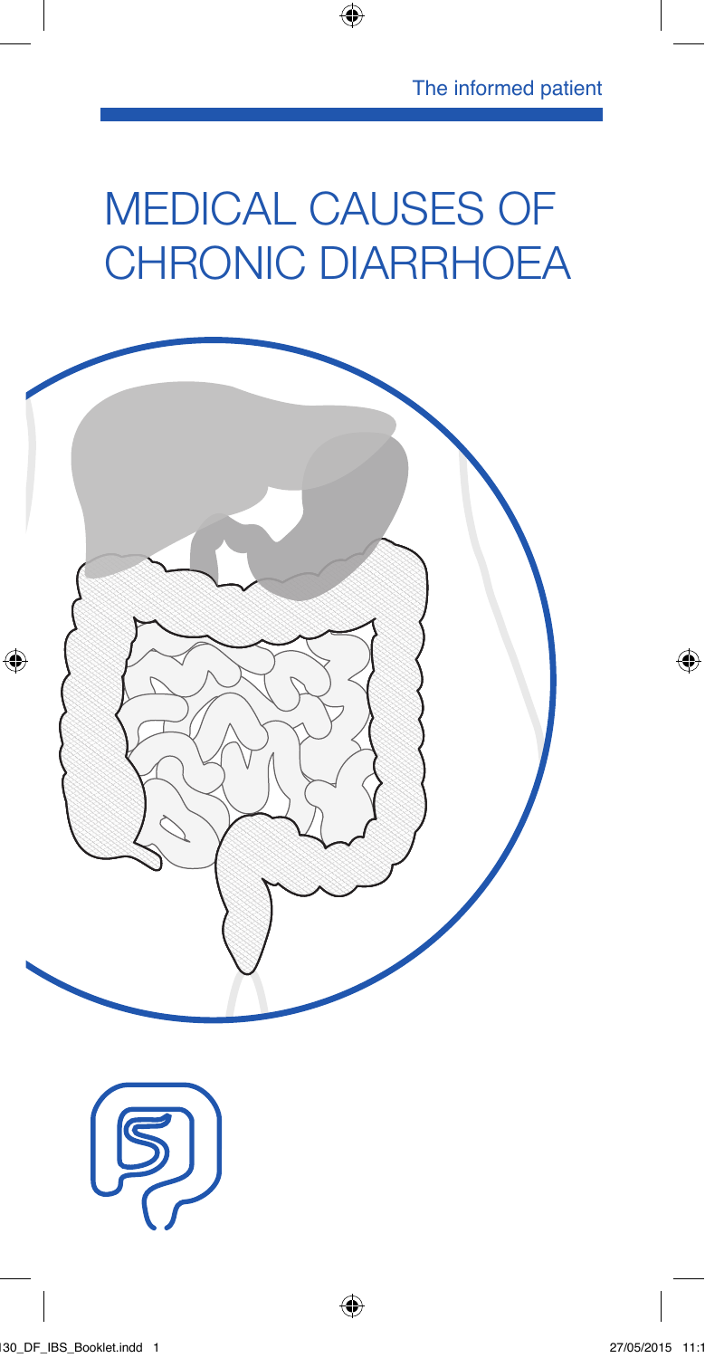The informed patient

# MEDICAL CAUSES OF CHRONIC DIARRHOEA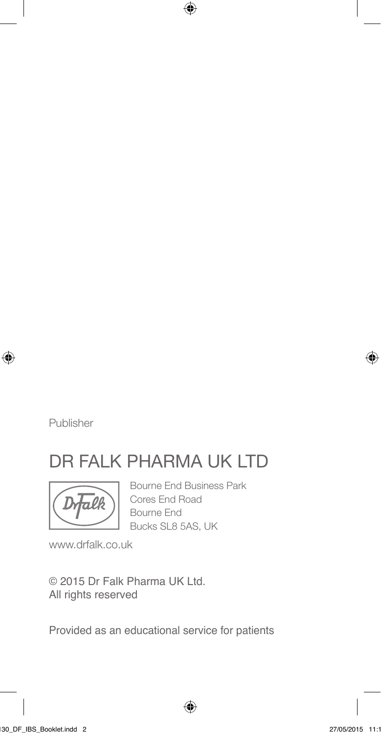Publisher

## DR FALK PHARMA UK LTD

Bourne End Business Park
Cores End Road
Bourne End
Bucks SL8 5AS, UK

www.drfalk.co.uk

© 2015 Dr Falk Pharma UK Ltd.
All rights reserved

Provided as an educational service for patients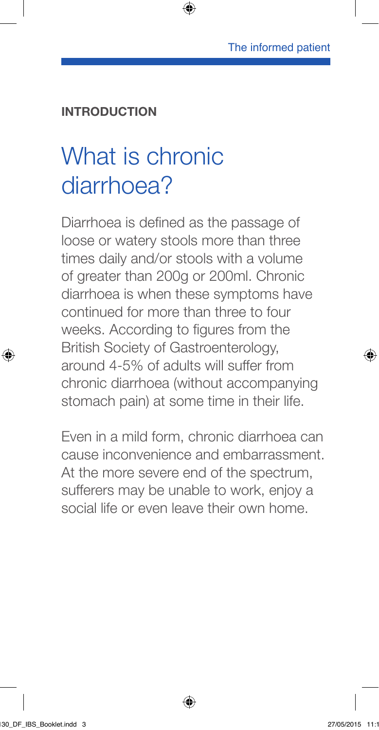**INTRODUCTION**

# What is chronic diarrhoea?

Diarrhoea is defined as the passage of loose or watery stools more than three times daily and/or stools with a volume of greater than 200g or 200ml. Chronic diarrhoea is when these symptoms have continued for more than three to four weeks. According to figures from the British Society of Gastroenterology, around 4-5% of adults will suffer from chronic diarrhoea (without accompanying stomach pain) at some time in their life.

Even in a mild form, chronic diarrhoea can cause inconvenience and embarrassment. At the more severe end of the spectrum, sufferers may be unable to work, enjoy a social life or even leave their own home.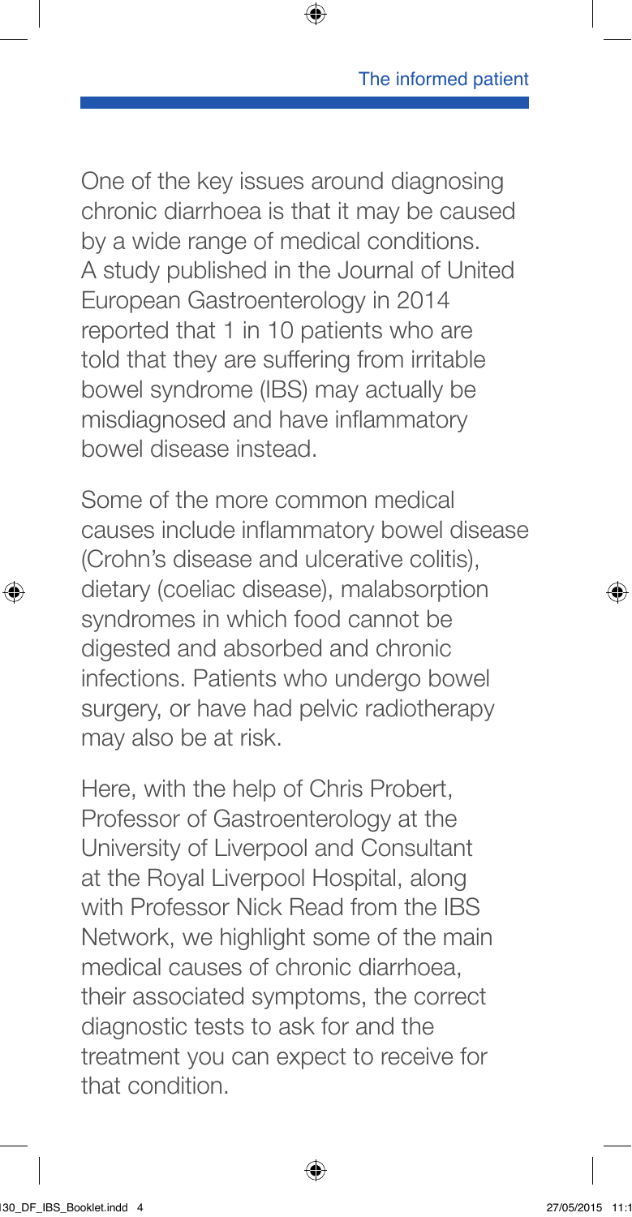One of the key issues around diagnosing chronic diarrhoea is that it may be caused by a wide range of medical conditions. A study published in the Journal of United European Gastroenterology in 2014 reported that 1 in 10 patients who are told that they are suffering from irritable bowel syndrome (IBS) may actually be misdiagnosed and have inflammatory bowel disease instead.

Some of the more common medical causes include inflammatory bowel disease (Crohn's disease and ulcerative colitis), dietary (coeliac disease), malabsorption syndromes in which food cannot be digested and absorbed and chronic infections. Patients who undergo bowel surgery, or have had pelvic radiotherapy may also be at risk.

Here, with the help of Chris Probert, Professor of Gastroenterology at the University of Liverpool and Consultant at the Royal Liverpool Hospital, along with Professor Nick Read from the IBS Network, we highlight some of the main medical causes of chronic diarrhoea, their associated symptoms, the correct diagnostic tests to ask for and the treatment you can expect to receive for that condition.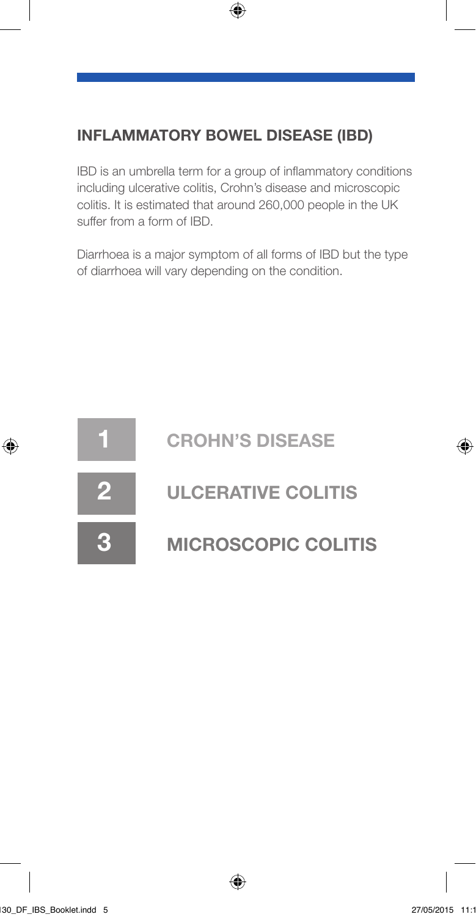## INFLAMMATORY BOWEL DISEASE (IBD)

IBD is an umbrella term for a group of inflammatory conditions including ulcerative colitis, Crohn's disease and microscopic colitis. It is estimated that around 260,000 people in the UK suffer from a form of IBD.

Diarrhoea is a major symptom of all forms of IBD but the type of diarrhoea will vary depending on the condition.

1. **CROHN'S DISEASE**
2. **ULCERATIVE COLITIS**
3. **MICROSCOPIC COLITIS**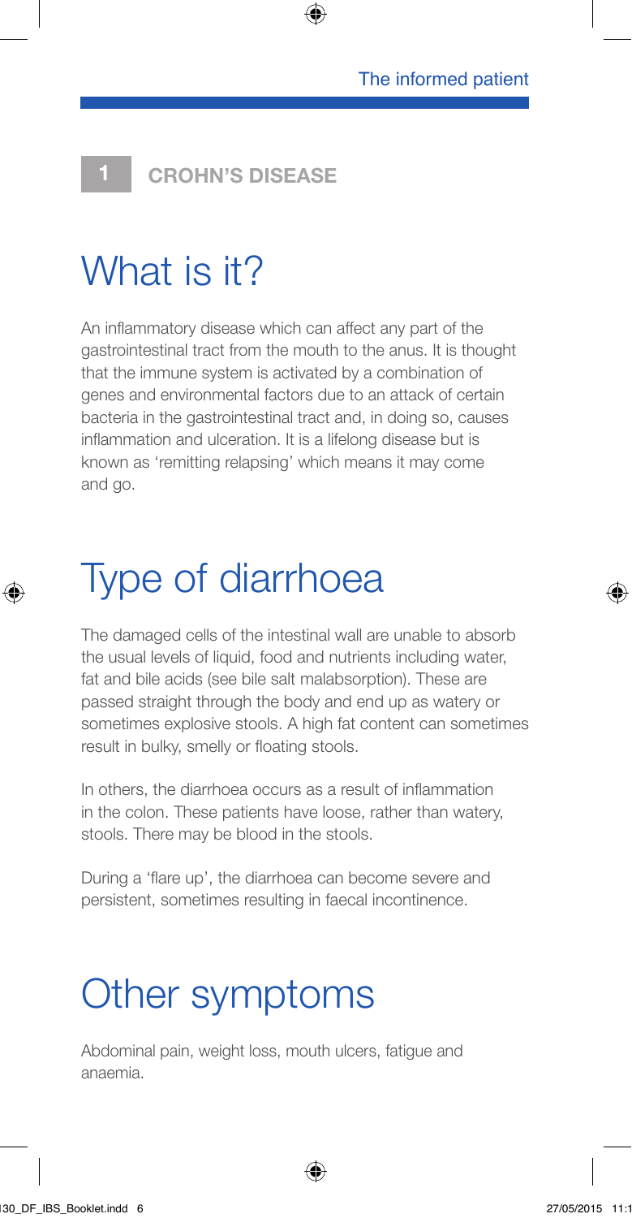**1 CROHN'S DISEASE**

# What is it?

An inflammatory disease which can affect any part of the gastrointestinal tract from the mouth to the anus. It is thought that the immune system is activated by a combination of genes and environmental factors due to an attack of certain bacteria in the gastrointestinal tract and, in doing so, causes inflammation and ulceration. It is a lifelong disease but is known as 'remitting relapsing' which means it may come and go.

# Type of diarrhoea

The damaged cells of the intestinal wall are unable to absorb the usual levels of liquid, food and nutrients including water, fat and bile acids (see bile salt malabsorption). These are passed straight through the body and end up as watery or sometimes explosive stools. A high fat content can sometimes result in bulky, smelly or floating stools.

In others, the diarrhoea occurs as a result of inflammation in the colon. These patients have loose, rather than watery, stools. There may be blood in the stools.

During a 'flare up', the diarrhoea can become severe and persistent, sometimes resulting in faecal incontinence.

# Other symptoms

Abdominal pain, weight loss, mouth ulcers, fatigue and anaemia.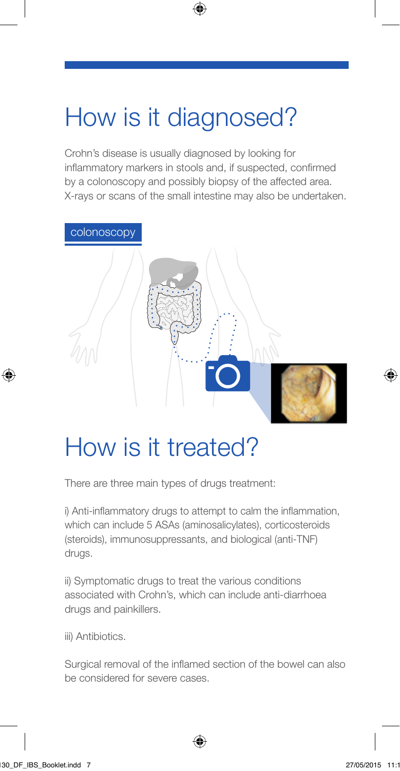# How is it diagnosed?

Crohn's disease is usually diagnosed by looking for inflammatory markers in stools and, if suspected, confirmed by a colonoscopy and possibly biopsy of the affected area. X-rays or scans of the small intestine may also be undertaken.

colonoscopy

# How is it treated?

There are three main types of drugs treatment:

i) Anti-inflammatory drugs to attempt to calm the inflammation, which can include 5 ASAs (aminosalicylates), corticosteroids (steroids), immunosuppressants, and biological (anti-TNF) drugs.

ii) Symptomatic drugs to treat the various conditions associated with Crohn's, which can include anti-diarrhoea drugs and painkillers.

iii) Antibiotics.

Surgical removal of the inflamed section of the bowel can also be considered for severe cases.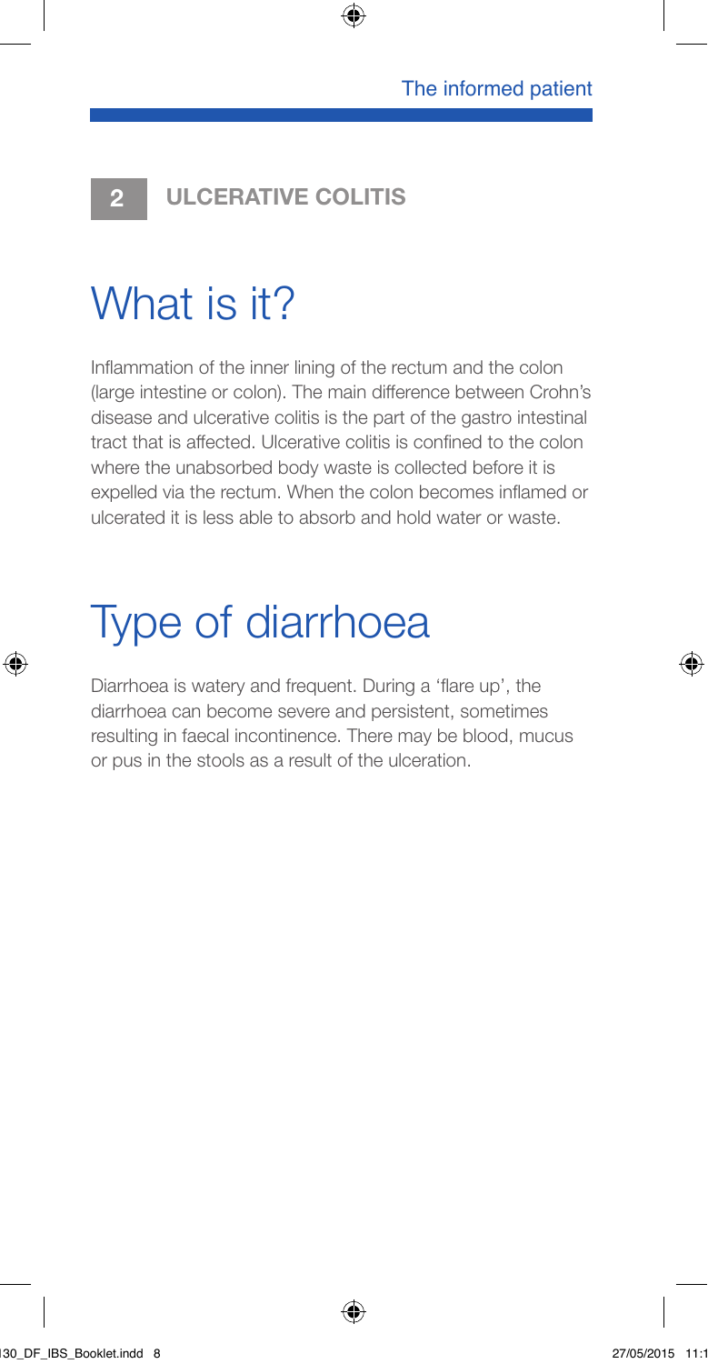## 2 ULCERATIVE COLITIS

# What is it?

Inflammation of the inner lining of the rectum and the colon (large intestine or colon). The main difference between Crohn's disease and ulcerative colitis is the part of the gastro intestinal tract that is affected. Ulcerative colitis is confined to the colon where the unabsorbed body waste is collected before it is expelled via the rectum. When the colon becomes inflamed or ulcerated it is less able to absorb and hold water or waste.

# Type of diarrhoea

Diarrhoea is watery and frequent. During a 'flare up', the diarrhoea can become severe and persistent, sometimes resulting in faecal incontinence. There may be blood, mucus or pus in the stools as a result of the ulceration.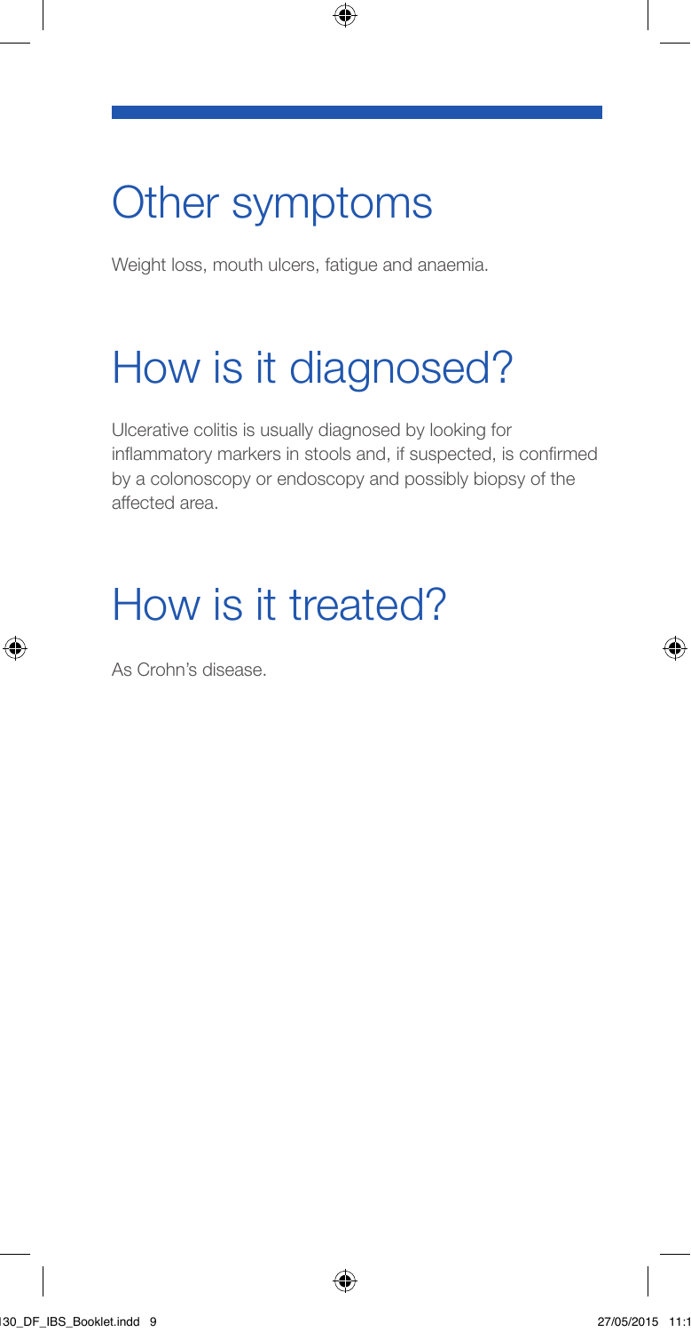## Other symptoms

Weight loss, mouth ulcers, fatigue and anaemia.

## How is it diagnosed?

Ulcerative colitis is usually diagnosed by looking for inflammatory markers in stools and, if suspected, is confirmed by a colonoscopy or endoscopy and possibly biopsy of the affected area.

## How is it treated?

As Crohn's disease.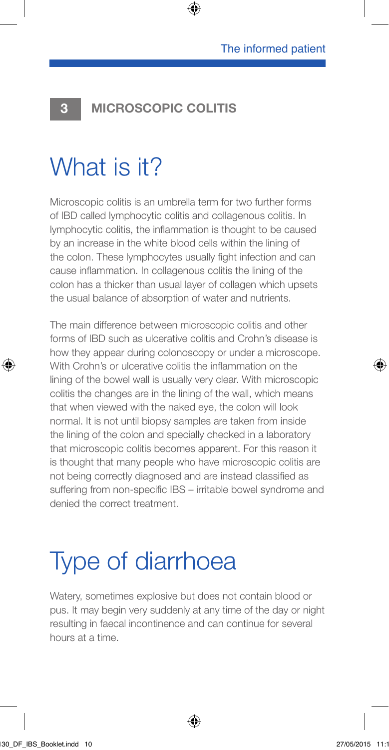## 3 MICROSCOPIC COLITIS

# What is it?

Microscopic colitis is an umbrella term for two further forms of IBD called lymphocytic colitis and collagenous colitis. In lymphocytic colitis, the inflammation is thought to be caused by an increase in the white blood cells within the lining of the colon. These lymphocytes usually fight infection and can cause inflammation. In collagenous colitis the lining of the colon has a thicker than usual layer of collagen which upsets the usual balance of absorption of water and nutrients.

The main difference between microscopic colitis and other forms of IBD such as ulcerative colitis and Crohn's disease is how they appear during colonoscopy or under a microscope. With Crohn's or ulcerative colitis the inflammation on the lining of the bowel wall is usually very clear. With microscopic colitis the changes are in the lining of the wall, which means that when viewed with the naked eye, the colon will look normal. It is not until biopsy samples are taken from inside the lining of the colon and specially checked in a laboratory that microscopic colitis becomes apparent. For this reason it is thought that many people who have microscopic colitis are not being correctly diagnosed and are instead classified as suffering from non-specific IBS – irritable bowel syndrome and denied the correct treatment.

# Type of diarrhoea

Watery, sometimes explosive but does not contain blood or pus. It may begin very suddenly at any time of the day or night resulting in faecal incontinence and can continue for several hours at a time.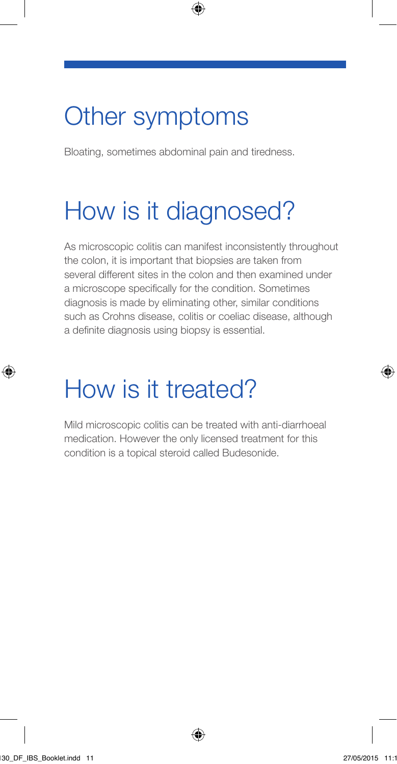## Other symptoms

Bloating, sometimes abdominal pain and tiredness.

## How is it diagnosed?

As microscopic colitis can manifest inconsistently throughout the colon, it is important that biopsies are taken from several different sites in the colon and then examined under a microscope specifically for the condition. Sometimes diagnosis is made by eliminating other, similar conditions such as Crohns disease, colitis or coeliac disease, although a definite diagnosis using biopsy is essential.

## How is it treated?

Mild microscopic colitis can be treated with anti-diarrhoeal medication. However the only licensed treatment for this condition is a topical steroid called Budesonide.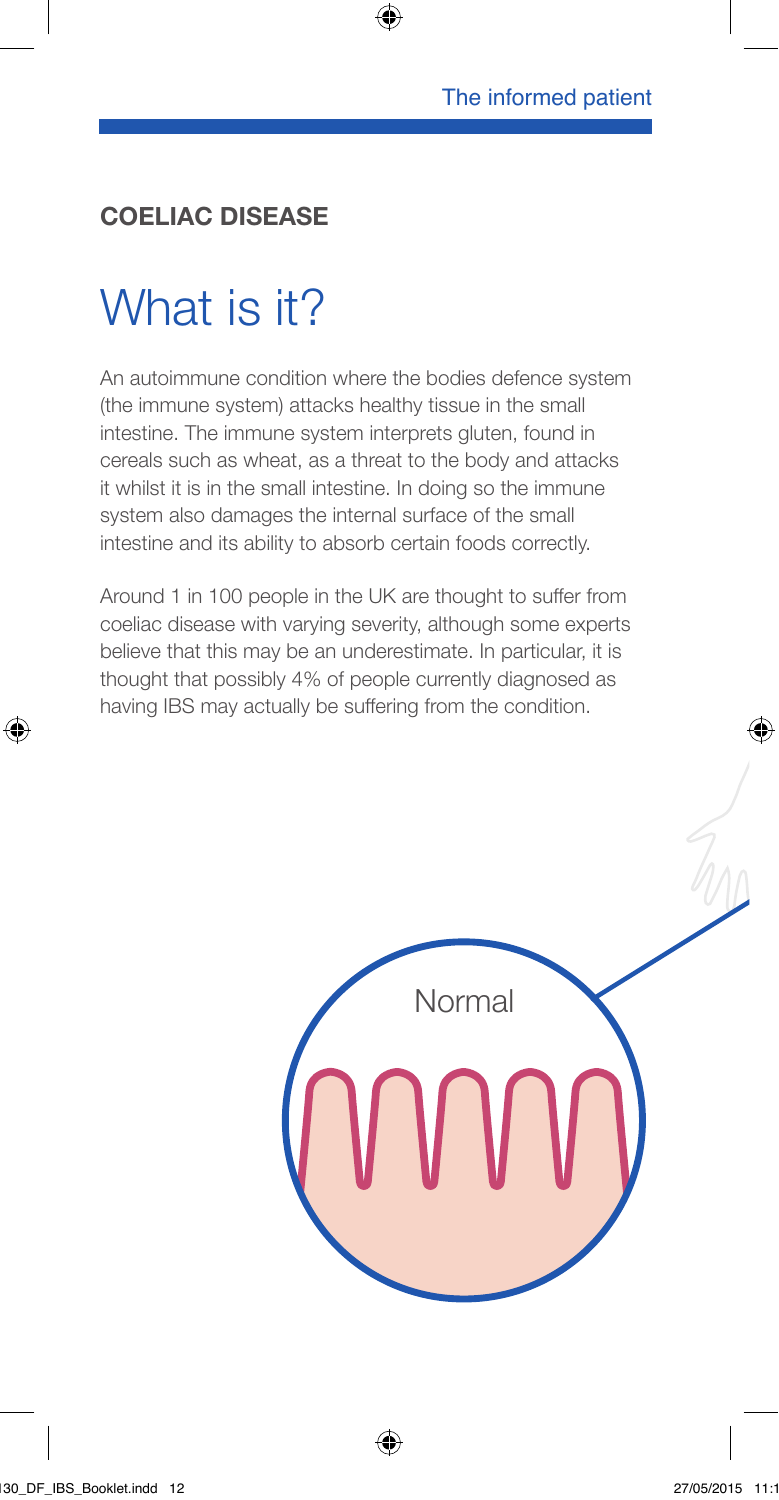## COELIAC DISEASE

# What is it?

An autoimmune condition where the bodies defence system (the immune system) attacks healthy tissue in the small intestine. The immune system interprets gluten, found in cereals such as wheat, as a threat to the body and attacks it whilst it is in the small intestine. In doing so the immune system also damages the internal surface of the small intestine and its ability to absorb certain foods correctly.

Around 1 in 100 people in the UK are thought to suffer from coeliac disease with varying severity, although some experts believe that this may be an underestimate. In particular, it is thought that possibly 4% of people currently diagnosed as having IBS may actually be suffering from the condition.

Normal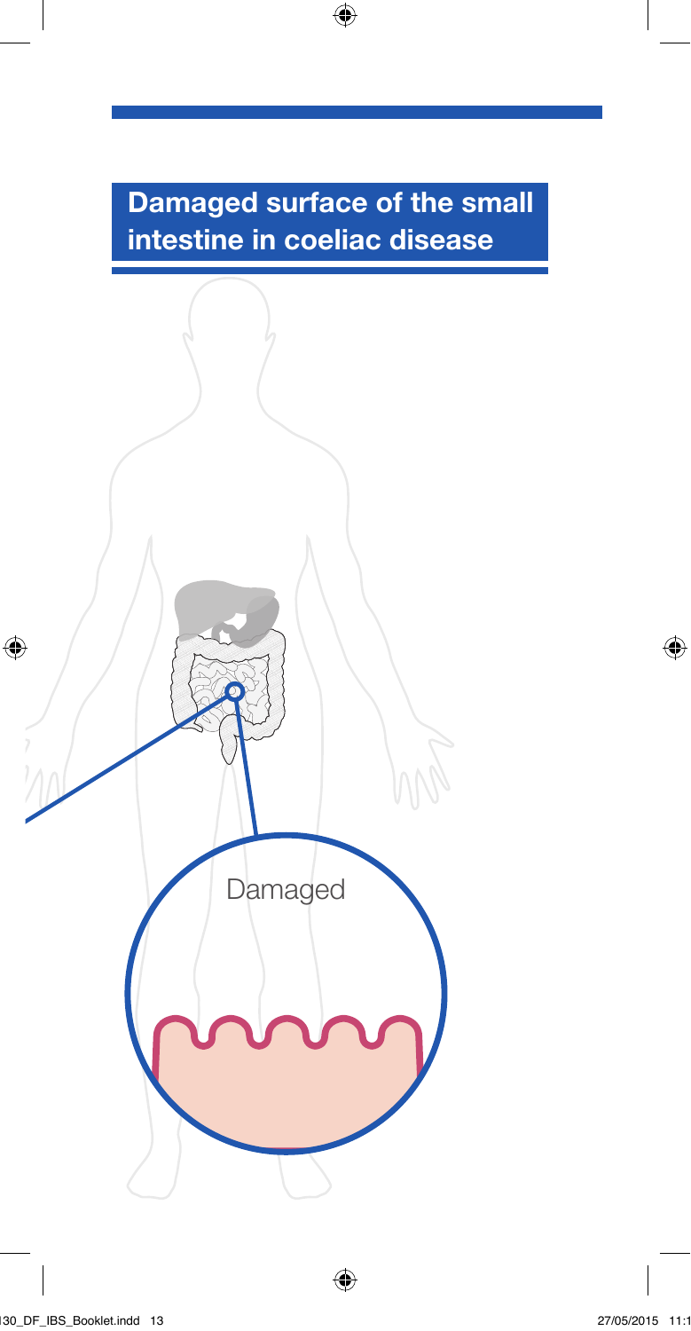## Damaged surface of the small intestine in coeliac disease

Damaged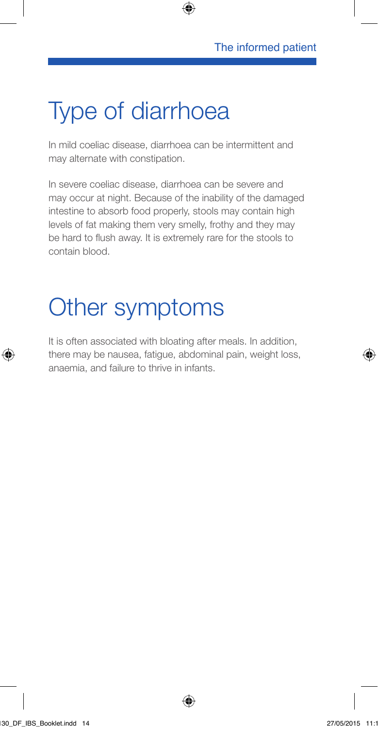# Type of diarrhoea

In mild coeliac disease, diarrhoea can be intermittent and may alternate with constipation.

In severe coeliac disease, diarrhoea can be severe and may occur at night. Because of the inability of the damaged intestine to absorb food properly, stools may contain high levels of fat making them very smelly, frothy and they may be hard to flush away. It is extremely rare for the stools to contain blood.

# Other symptoms

It is often associated with bloating after meals. In addition, there may be nausea, fatigue, abdominal pain, weight loss, anaemia, and failure to thrive in infants.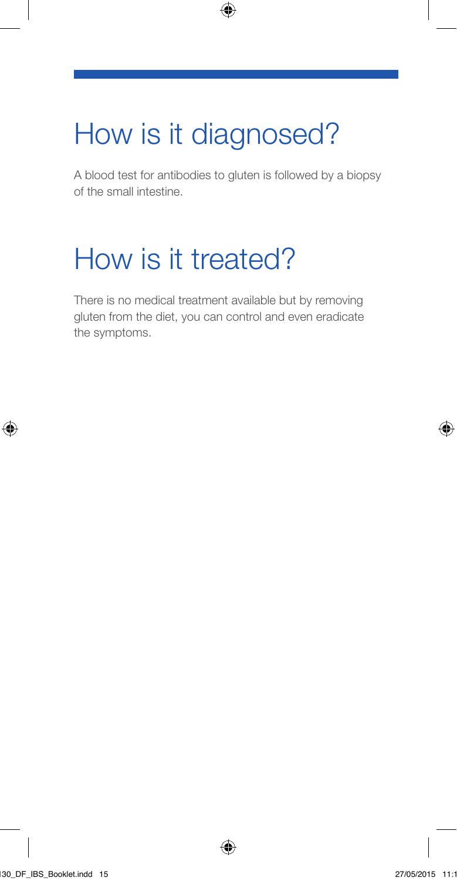## How is it diagnosed?

A blood test for antibodies to gluten is followed by a biopsy of the small intestine.

## How is it treated?

There is no medical treatment available but by removing gluten from the diet, you can control and even eradicate the symptoms.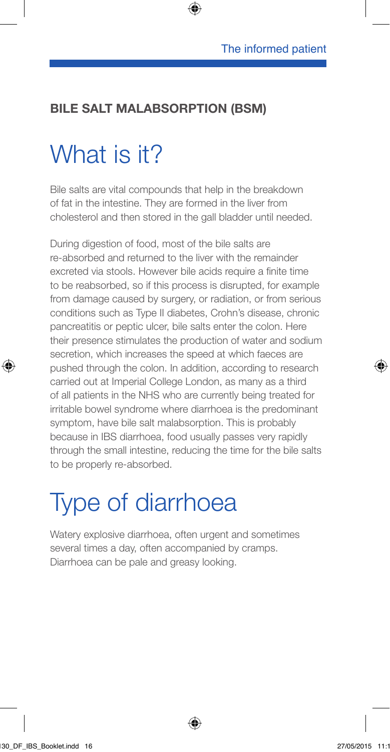## BILE SALT MALABSORPTION (BSM)

# What is it?

Bile salts are vital compounds that help in the breakdown of fat in the intestine. They are formed in the liver from cholesterol and then stored in the gall bladder until needed.

During digestion of food, most of the bile salts are re-absorbed and returned to the liver with the remainder excreted via stools. However bile acids require a finite time to be reabsorbed, so if this process is disrupted, for example from damage caused by surgery, or radiation, or from serious conditions such as Type II diabetes, Crohn's disease, chronic pancreatitis or peptic ulcer, bile salts enter the colon. Here their presence stimulates the production of water and sodium secretion, which increases the speed at which faeces are pushed through the colon. In addition, according to research carried out at Imperial College London, as many as a third of all patients in the NHS who are currently being treated for irritable bowel syndrome where diarrhoea is the predominant symptom, have bile salt malabsorption. This is probably because in IBS diarrhoea, food usually passes very rapidly through the small intestine, reducing the time for the bile salts to be properly re-absorbed.

# Type of diarrhoea

Watery explosive diarrhoea, often urgent and sometimes several times a day, often accompanied by cramps. Diarrhoea can be pale and greasy looking.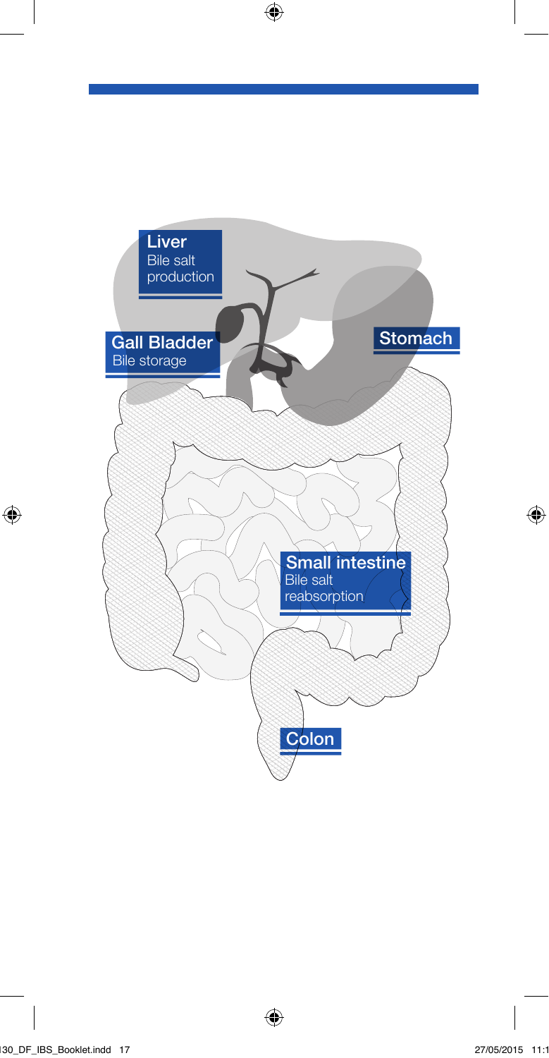Liver
Bile salt production

Gall Bladder
Bile storage

Stomach

Small intestine
Bile salt reabsorption

Colon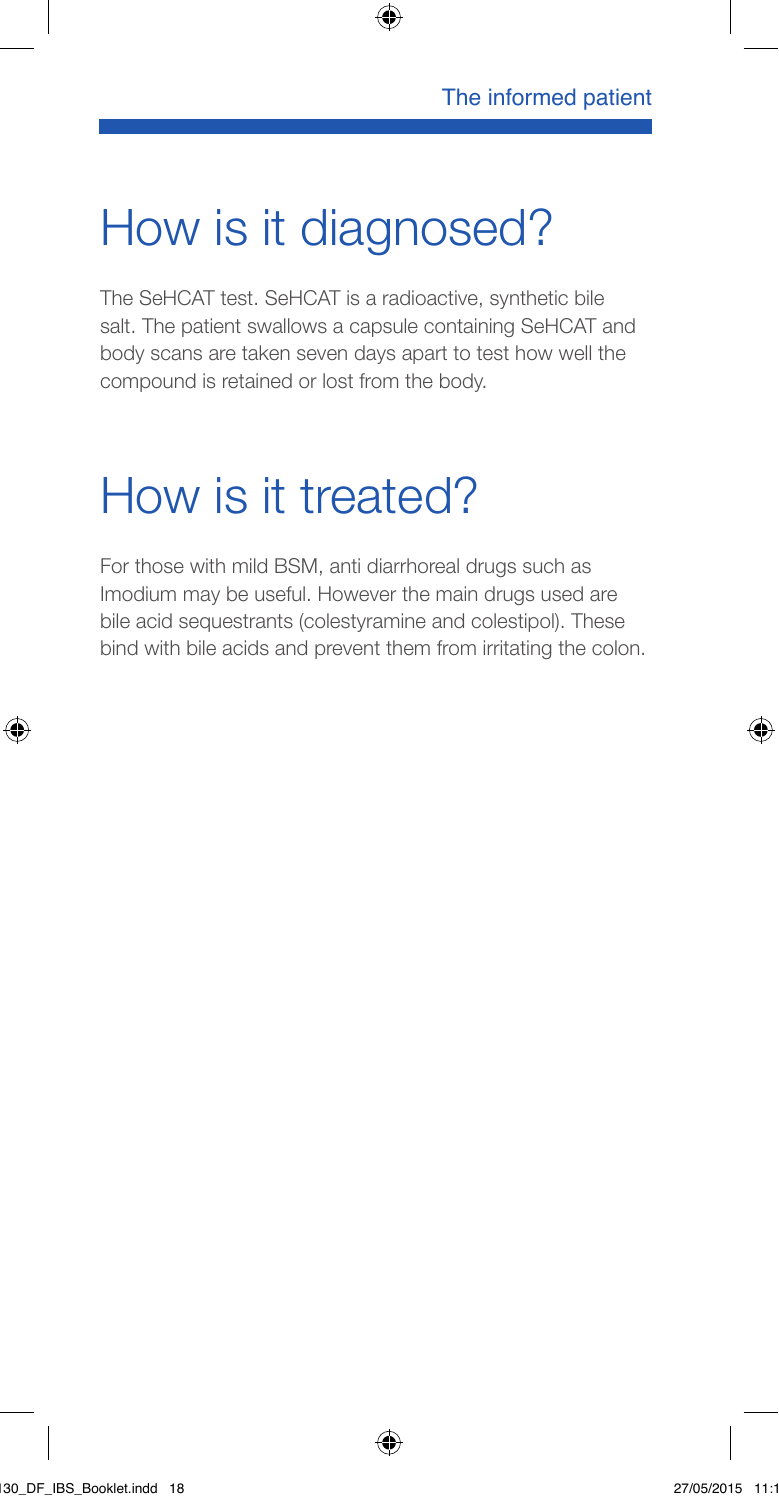# How is it diagnosed?

The SeHCAT test. SeHCAT is a radioactive, synthetic bile salt. The patient swallows a capsule containing SeHCAT and body scans are taken seven days apart to test how well the compound is retained or lost from the body.

# How is it treated?

For those with mild BSM, anti diarrhoreal drugs such as Imodium may be useful. However the main drugs used are bile acid sequestrants (colestyramine and colestipol). These bind with bile acids and prevent them from irritating the colon.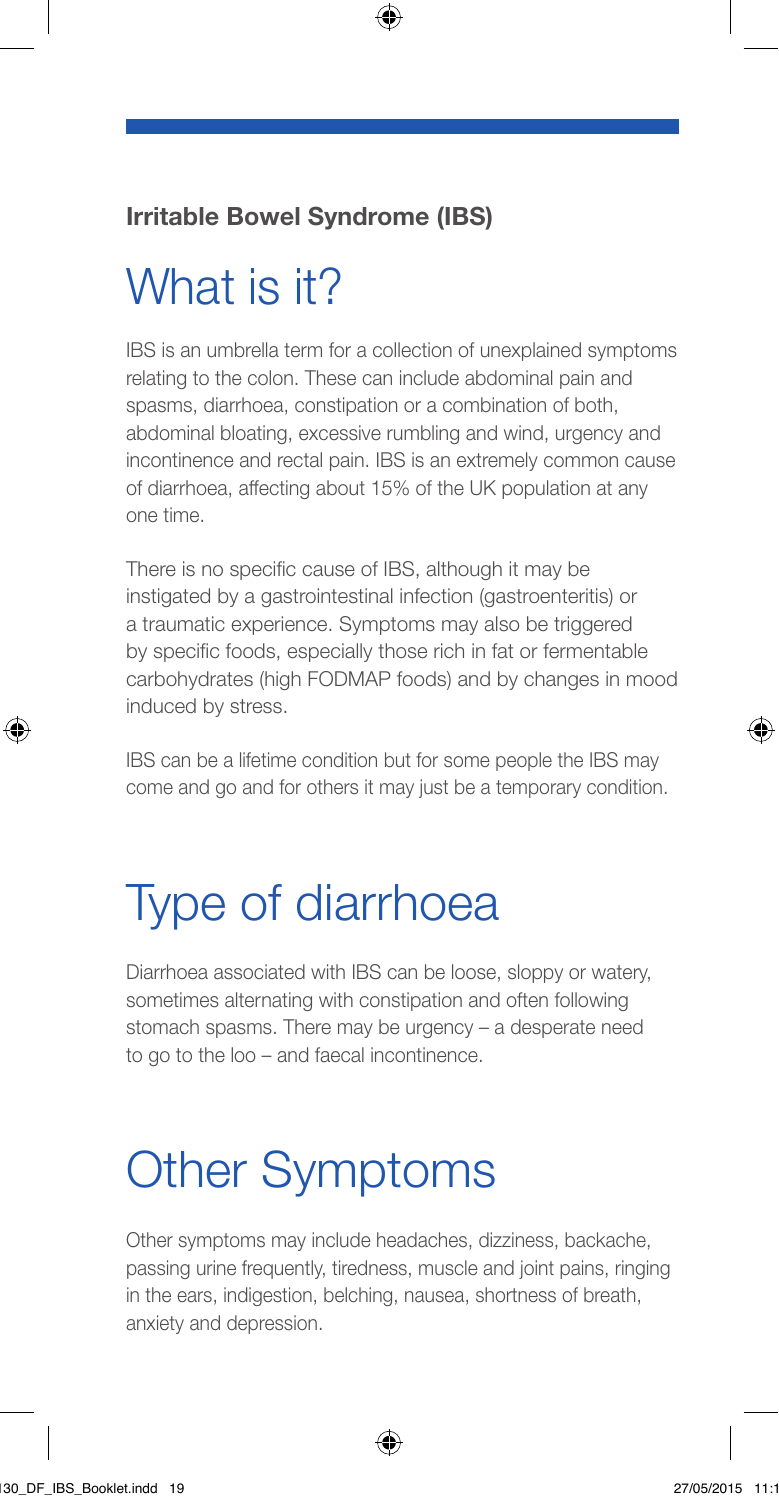**Irritable Bowel Syndrome (IBS)**

# What is it?

IBS is an umbrella term for a collection of unexplained symptoms relating to the colon. These can include abdominal pain and spasms, diarrhoea, constipation or a combination of both, abdominal bloating, excessive rumbling and wind, urgency and incontinence and rectal pain. IBS is an extremely common cause of diarrhoea, affecting about 15% of the UK population at any one time.

There is no specific cause of IBS, although it may be instigated by a gastrointestinal infection (gastroenteritis) or a traumatic experience. Symptoms may also be triggered by specific foods, especially those rich in fat or fermentable carbohydrates (high FODMAP foods) and by changes in mood induced by stress.

IBS can be a lifetime condition but for some people the IBS may come and go and for others it may just be a temporary condition.

# Type of diarrhoea

Diarrhoea associated with IBS can be loose, sloppy or watery, sometimes alternating with constipation and often following stomach spasms. There may be urgency – a desperate need to go to the loo – and faecal incontinence.

# Other Symptoms

Other symptoms may include headaches, dizziness, backache, passing urine frequently, tiredness, muscle and joint pains, ringing in the ears, indigestion, belching, nausea, shortness of breath, anxiety and depression.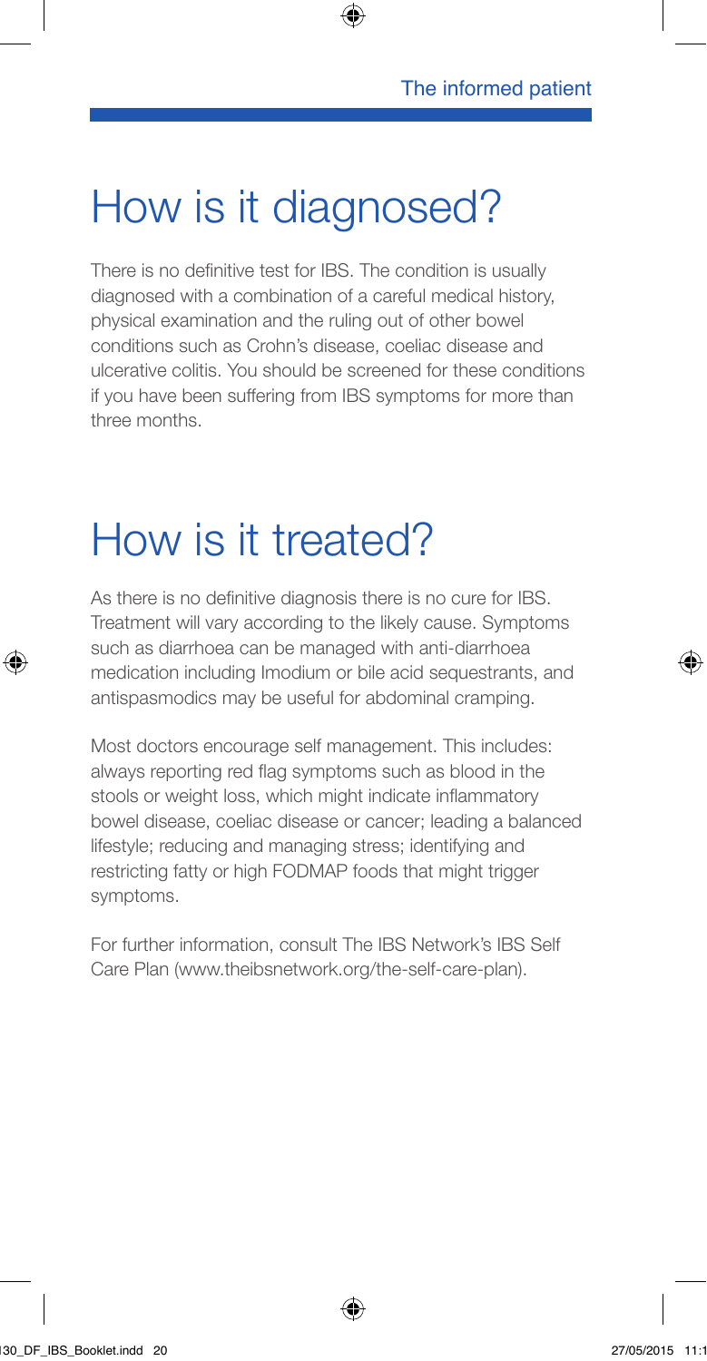# How is it diagnosed?

There is no definitive test for IBS. The condition is usually diagnosed with a combination of a careful medical history, physical examination and the ruling out of other bowel conditions such as Crohn's disease, coeliac disease and ulcerative colitis. You should be screened for these conditions if you have been suffering from IBS symptoms for more than three months.

# How is it treated?

As there is no definitive diagnosis there is no cure for IBS. Treatment will vary according to the likely cause. Symptoms such as diarrhoea can be managed with anti-diarrhoea medication including Imodium or bile acid sequestrants, and antispasmodics may be useful for abdominal cramping.

Most doctors encourage self management. This includes: always reporting red flag symptoms such as blood in the stools or weight loss, which might indicate inflammatory bowel disease, coeliac disease or cancer; leading a balanced lifestyle; reducing and managing stress; identifying and restricting fatty or high FODMAP foods that might trigger symptoms.

For further information, consult The IBS Network's IBS Self Care Plan (www.theibsnetwork.org/the-self-care-plan).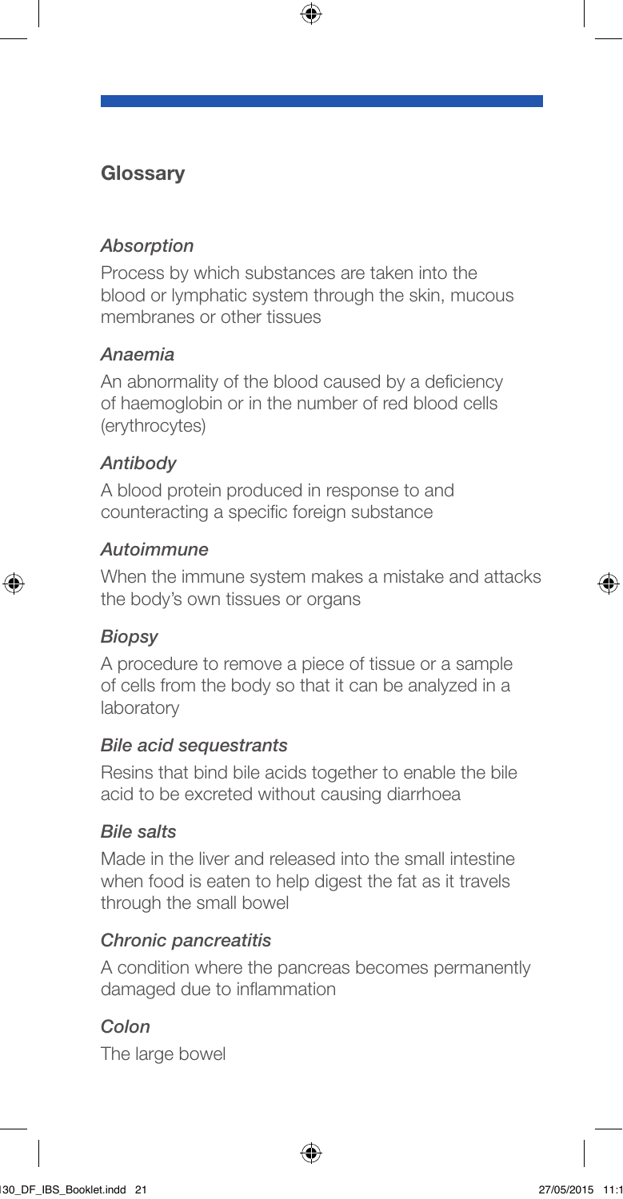## Glossary

*Absorption*

Process by which substances are taken into the blood or lymphatic system through the skin, mucous membranes or other tissues

*Anaemia*

An abnormality of the blood caused by a deficiency of haemoglobin or in the number of red blood cells (erythrocytes)

*Antibody*

A blood protein produced in response to and counteracting a specific foreign substance

*Autoimmune*

When the immune system makes a mistake and attacks the body's own tissues or organs

*Biopsy*

A procedure to remove a piece of tissue or a sample of cells from the body so that it can be analyzed in a laboratory

*Bile acid sequestrants*

Resins that bind bile acids together to enable the bile acid to be excreted without causing diarrhoea

*Bile salts*

Made in the liver and released into the small intestine when food is eaten to help digest the fat as it travels through the small bowel

*Chronic pancreatitis*

A condition where the pancreas becomes permanently damaged due to inflammation

*Colon*

The large bowel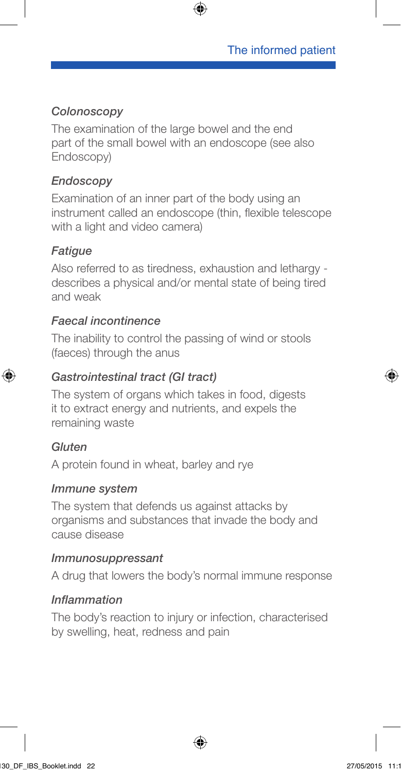### *Colonoscopy*

The examination of the large bowel and the end part of the small bowel with an endoscope (see also Endoscopy)

### *Endoscopy*

Examination of an inner part of the body using an instrument called an endoscope (thin, flexible telescope with a light and video camera)

### *Fatigue*

Also referred to as tiredness, exhaustion and lethargy - describes a physical and/or mental state of being tired and weak

### *Faecal incontinence*

The inability to control the passing of wind or stools (faeces) through the anus

### *Gastrointestinal tract (GI tract)*

The system of organs which takes in food, digests it to extract energy and nutrients, and expels the remaining waste

### *Gluten*

A protein found in wheat, barley and rye

### *Immune system*

The system that defends us against attacks by organisms and substances that invade the body and cause disease

### *Immunosuppressant*

A drug that lowers the body's normal immune response

### *Inflammation*

The body's reaction to injury or infection, characterised by swelling, heat, redness and pain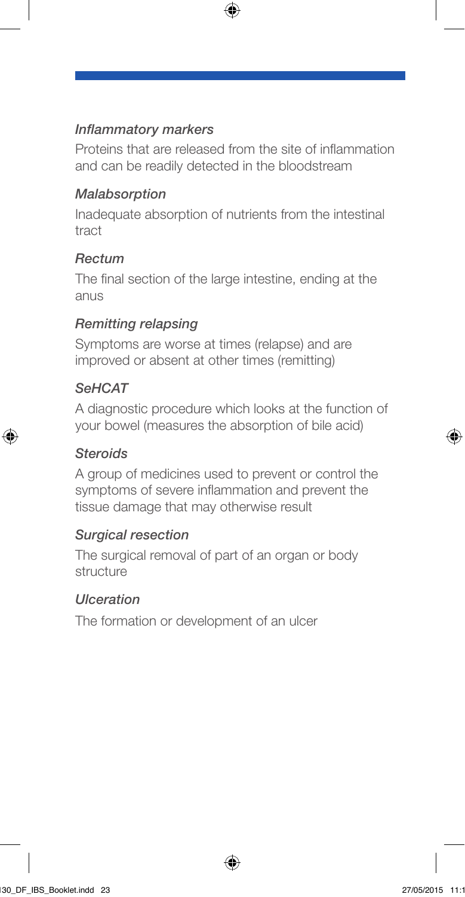*Inflammatory markers*

Proteins that are released from the site of inflammation and can be readily detected in the bloodstream

*Malabsorption*

Inadequate absorption of nutrients from the intestinal tract

*Rectum*

The final section of the large intestine, ending at the anus

*Remitting relapsing*

Symptoms are worse at times (relapse) and are improved or absent at other times (remitting)

*SeHCAT*

A diagnostic procedure which looks at the function of your bowel (measures the absorption of bile acid)

*Steroids*

A group of medicines used to prevent or control the symptoms of severe inflammation and prevent the tissue damage that may otherwise result

*Surgical resection*

The surgical removal of part of an organ or body structure

*Ulceration*

The formation or development of an ulcer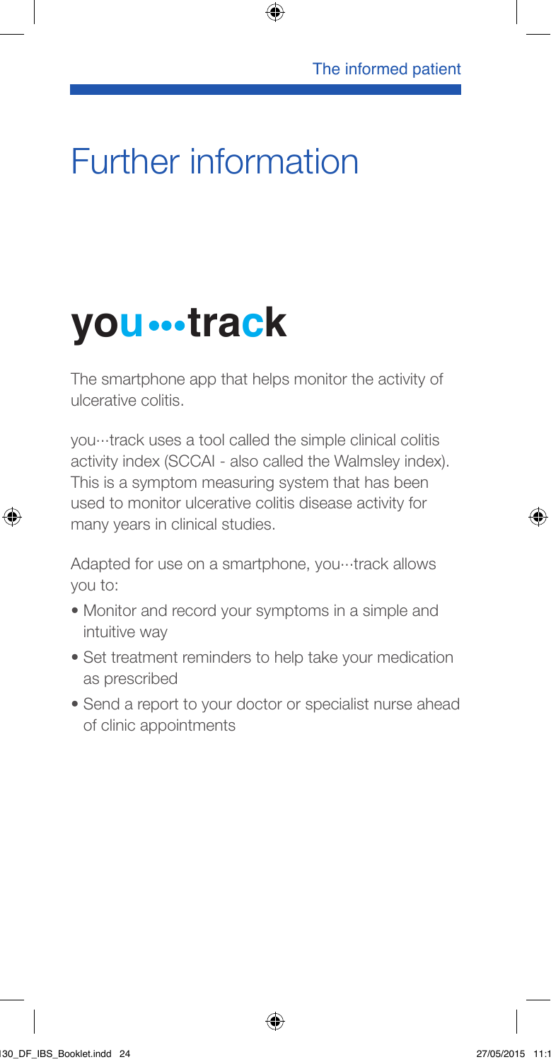# Further information

## you···track

The smartphone app that helps monitor the activity of ulcerative colitis.

you···track uses a tool called the simple clinical colitis activity index (SCCAI - also called the Walmsley index). This is a symptom measuring system that has been used to monitor ulcerative colitis disease activity for many years in clinical studies.

Adapted for use on a smartphone, you···track allows you to:

- Monitor and record your symptoms in a simple and intuitive way
- Set treatment reminders to help take your medication as prescribed
- Send a report to your doctor or specialist nurse ahead of clinic appointments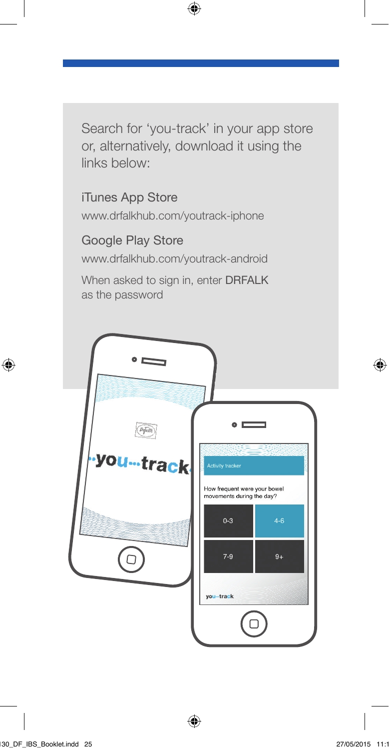Search for 'you-track' in your app store or, alternatively, download it using the links below:

iTunes App Store

www.drfalkhub.com/youtrack-iphone

Google Play Store

www.drfalkhub.com/youtrack-android

When asked to sign in, enter DRFALK as the password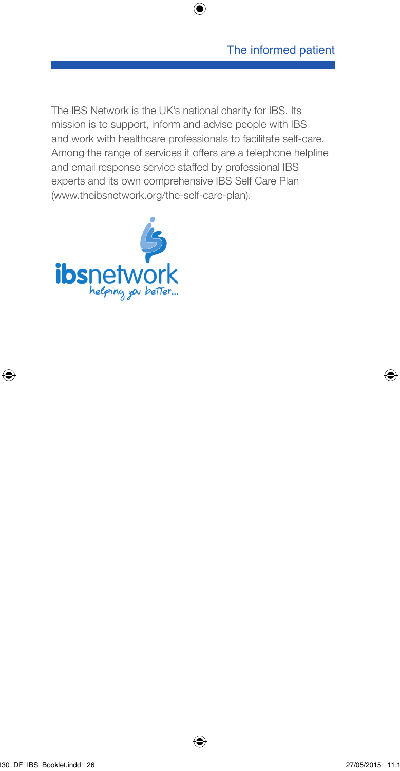The IBS Network is the UK's national charity for IBS. Its mission is to support, inform and advise people with IBS and work with healthcare professionals to facilitate self-care. Among the range of services it offers are a telephone helpline and email response service staffed by professional IBS experts and its own comprehensive IBS Self Care Plan (www.theibsnetwork.org/the-self-care-plan).

**ibs**network
*helping you better...*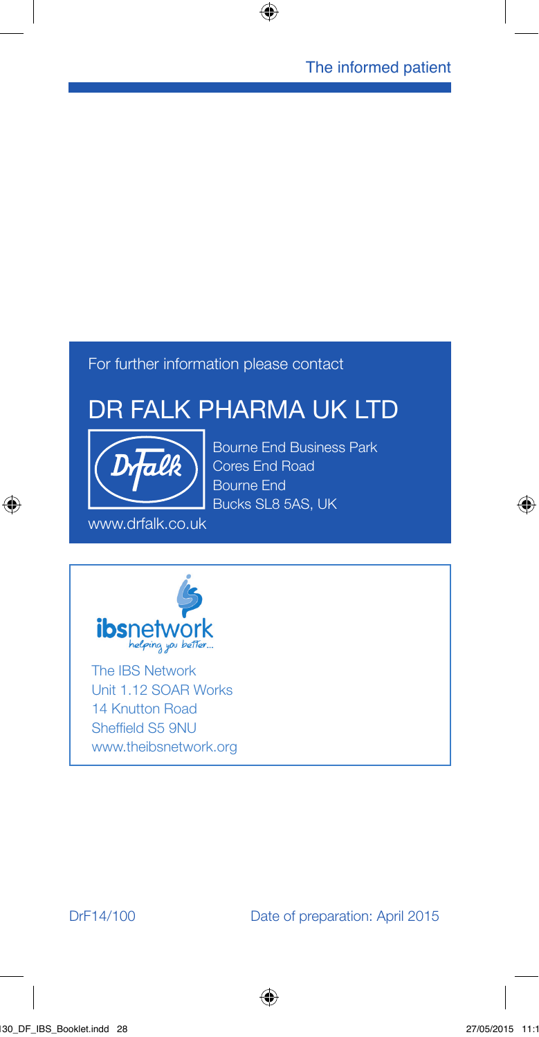For further information please contact

# DR FALK PHARMA UK LTD

Bourne End Business Park
Cores End Road
Bourne End
Bucks SL8 5AS, UK

www.drfalk.co.uk

The IBS Network
Unit 1.12 SOAR Works
14 Knutton Road
Sheffield S5 9NU
www.theibsnetwork.org

DrF14/100 Date of preparation: April 2015